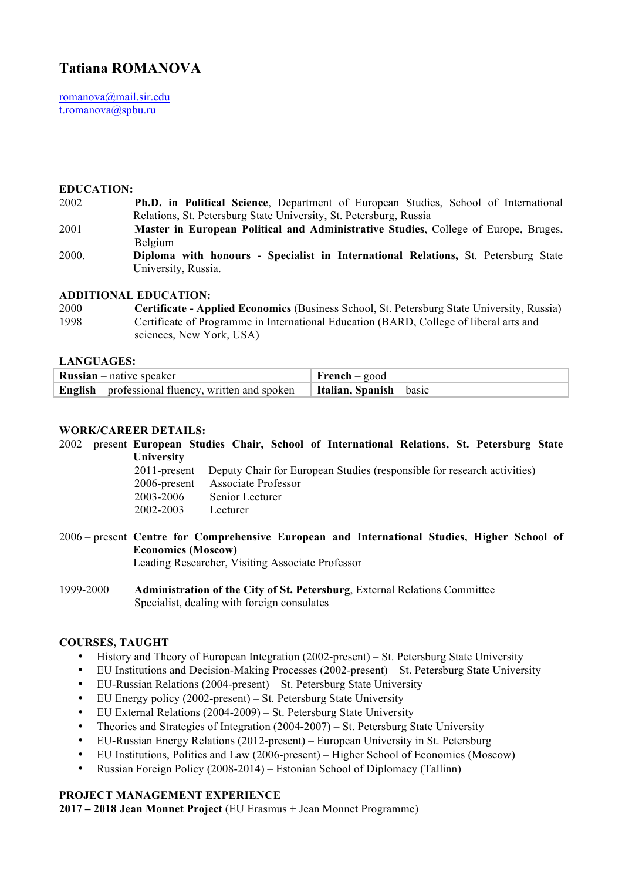# Tatiana ROMANOVA

romanova@mail.sir.edu
t.romanova@spbu.ru

## EDUCATION:

2002 **Ph.D. in Political Science**, Department of European Studies, School of International Relations, St. Petersburg State University, St. Petersburg, Russia

2001 **Master in European Political and Administrative Studies**, College of Europe, Bruges, Belgium

2000. **Diploma with honours - Specialist in International Relations,** St. Petersburg State University, Russia.

## ADDITIONAL EDUCATION:

2000 **Certificate - Applied Economics** (Business School, St. Petersburg State University, Russia)

1998 Certificate of Programme in International Education (BARD, College of liberal arts and sciences, New York, USA)

## LANGUAGES:

| | |
|---|---|
| **Russian** – native speaker | **French** – good |
| **English** – professional fluency, written and spoken | **Italian, Spanish** – basic |

## WORK/CAREER DETAILS:

2002 – present **European Studies Chair, School of International Relations, St. Petersburg State University**

- 2011-present Deputy Chair for European Studies (responsible for research activities)
- 2006-present Associate Professor
- 2003-2006 Senior Lecturer
- 2002-2003 Lecturer

2006 – present **Centre for Comprehensive European and International Studies, Higher School of Economics (Moscow)**
Leading Researcher, Visiting Associate Professor

1999-2000 **Administration of the City of St. Petersburg**, External Relations Committee
Specialist, dealing with foreign consulates

## COURSES, TAUGHT

- History and Theory of European Integration (2002-present) – St. Petersburg State University
- EU Institutions and Decision-Making Processes (2002-present) – St. Petersburg State University
- EU-Russian Relations (2004-present) – St. Petersburg State University
- EU Energy policy (2002-present) – St. Petersburg State University
- EU External Relations (2004-2009) – St. Petersburg State University
- Theories and Strategies of Integration (2004-2007) – St. Petersburg State University
- EU-Russian Energy Relations (2012-present) – European University in St. Petersburg
- EU Institutions, Politics and Law (2006-present) – Higher School of Economics (Moscow)
- Russian Foreign Policy (2008-2014) – Estonian School of Diplomacy (Tallinn)

## PROJECT MANAGEMENT EXPERIENCE

**2017 – 2018 Jean Monnet Project** (EU Erasmus + Jean Monnet Programme)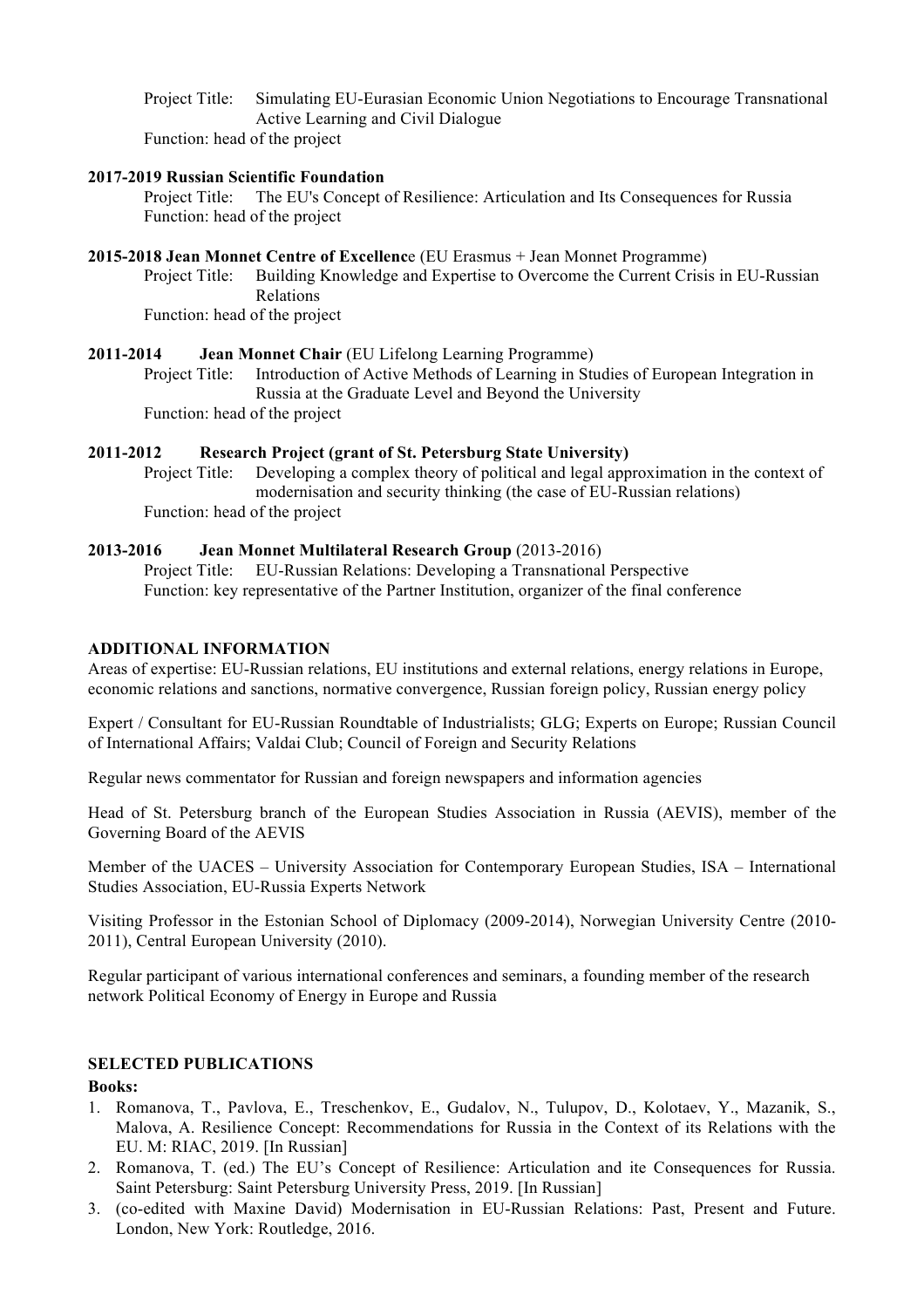Project Title: Simulating EU-Eurasian Economic Union Negotiations to Encourage Transnational Active Learning and Civil Dialogue
Function: head of the project

**2017-2019 Russian Scientific Foundation**
Project Title: The EU's Concept of Resilience: Articulation and Its Consequences for Russia
Function: head of the project

**2015-2018 Jean Monnet Centre of Excellenc**e (EU Erasmus + Jean Monnet Programme)
Project Title: Building Knowledge and Expertise to Overcome the Current Crisis in EU-Russian Relations
Function: head of the project

**2011-2014 Jean Monnet Chair** (EU Lifelong Learning Programme)
Project Title: Introduction of Active Methods of Learning in Studies of European Integration in Russia at the Graduate Level and Beyond the University
Function: head of the project

**2011-2012 Research Project (grant of St. Petersburg State University)**
Project Title: Developing a complex theory of political and legal approximation in the context of modernisation and security thinking (the case of EU-Russian relations)
Function: head of the project

**2013-2016 Jean Monnet Multilateral Research Group** (2013-2016)
Project Title: EU-Russian Relations: Developing a Transnational Perspective
Function: key representative of the Partner Institution, organizer of the final conference

## ADDITIONAL INFORMATION

Areas of expertise: EU-Russian relations, EU institutions and external relations, energy relations in Europe, economic relations and sanctions, normative convergence, Russian foreign policy, Russian energy policy

Expert / Consultant for EU-Russian Roundtable of Industrialists; GLG; Experts on Europe; Russian Council of International Affairs; Valdai Club; Council of Foreign and Security Relations

Regular news commentator for Russian and foreign newspapers and information agencies

Head of St. Petersburg branch of the European Studies Association in Russia (AEVIS), member of the Governing Board of the AEVIS

Member of the UACES – University Association for Contemporary European Studies, ISA – International Studies Association, EU-Russia Experts Network

Visiting Professor in the Estonian School of Diplomacy (2009-2014), Norwegian University Centre (2010-2011), Central European University (2010).

Regular participant of various international conferences and seminars, a founding member of the research network Political Economy of Energy in Europe and Russia

## SELECTED PUBLICATIONS

**Books:**

1. Romanova, T., Pavlova, E., Treschenkov, E., Gudalov, N., Tulupov, D., Kolotaev, Y., Mazanik, S., Malova, A. Resilience Concept: Recommendations for Russia in the Context of its Relations with the EU. M: RIAC, 2019. [In Russian]
2. Romanova, T. (ed.) The EU's Concept of Resilience: Articulation and ite Consequences for Russia. Saint Petersburg: Saint Petersburg University Press, 2019. [In Russian]
3. (co-edited with Maxine David) Modernisation in EU-Russian Relations: Past, Present and Future. London, New York: Routledge, 2016.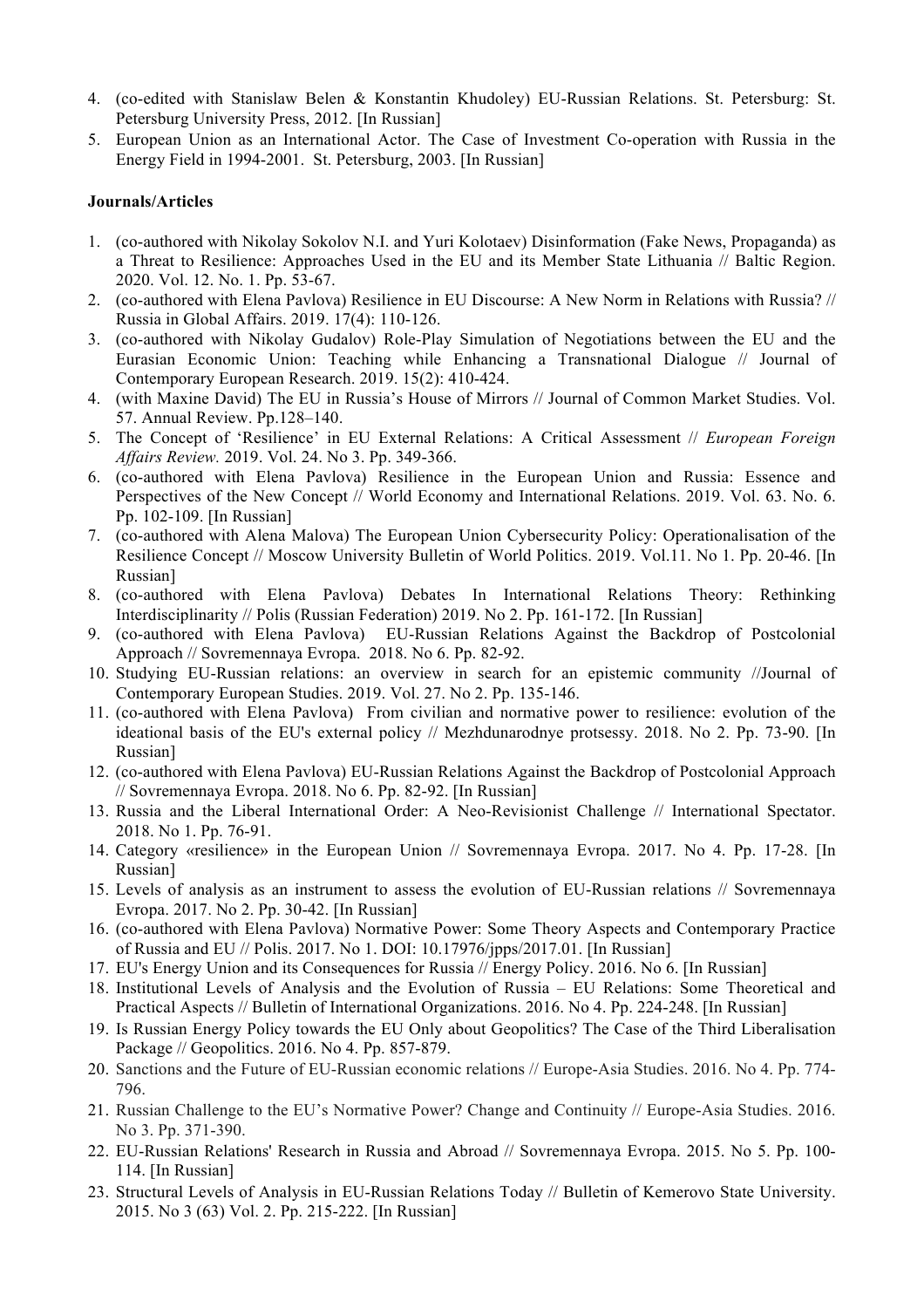4. (co-edited with Stanislaw Belen & Konstantin Khudoley) EU-Russian Relations. St. Petersburg: St. Petersburg University Press, 2012. [In Russian]
5. European Union as an International Actor. The Case of Investment Co-operation with Russia in the Energy Field in 1994-2001. St. Petersburg, 2003. [In Russian]

**Journals/Articles**

1. (co-authored with Nikolay Sokolov N.I. and Yuri Kolotaev) Disinformation (Fake News, Propaganda) as a Threat to Resilience: Approaches Used in the EU and its Member State Lithuania // Baltic Region. 2020. Vol. 12. No. 1. Pp. 53-67.
2. (co-authored with Elena Pavlova) Resilience in EU Discourse: A New Norm in Relations with Russia? // Russia in Global Affairs. 2019. 17(4): 110-126.
3. (co-authored with Nikolay Gudalov) Role-Play Simulation of Negotiations between the EU and the Eurasian Economic Union: Teaching while Enhancing a Transnational Dialogue // Journal of Contemporary European Research. 2019. 15(2): 410-424.
4. (with Maxine David) The EU in Russia's House of Mirrors // Journal of Common Market Studies. Vol. 57. Annual Review. Pp.128–140.
5. The Concept of 'Resilience' in EU External Relations: A Critical Assessment // *European Foreign Affairs Review.* 2019. Vol. 24. No 3. Pp. 349-366.
6. (co-authored with Elena Pavlova) Resilience in the European Union and Russia: Essence and Perspectives of the New Concept // World Economy and International Relations. 2019. Vol. 63. No. 6. Pp. 102-109. [In Russian]
7. (co-authored with Alena Malova) The European Union Cybersecurity Policy: Operationalisation of the Resilience Concept // Moscow University Bulletin of World Politics. 2019. Vol.11. No 1. Pp. 20-46. [In Russian]
8. (co-authored with Elena Pavlova) Debates In International Relations Theory: Rethinking Interdisciplinarity // Polis (Russian Federation) 2019. No 2. Pp. 161-172. [In Russian]
9. (co-authored with Elena Pavlova) EU-Russian Relations Against the Backdrop of Postcolonial Approach // Sovremennaya Evropa. 2018. No 6. Pp. 82-92.
10. Studying EU-Russian relations: an overview in search for an epistemic community //Journal of Contemporary European Studies. 2019. Vol. 27. No 2. Pp. 135-146.
11. (co-authored with Elena Pavlova) From civilian and normative power to resilience: evolution of the ideational basis of the EU's external policy // Mezhdunarodnye protsessy. 2018. No 2. Pp. 73-90. [In Russian]
12. (co-authored with Elena Pavlova) EU-Russian Relations Against the Backdrop of Postcolonial Approach // Sovremennaya Evropa. 2018. No 6. Pp. 82-92. [In Russian]
13. Russia and the Liberal International Order: A Neo-Revisionist Challenge // International Spectator. 2018. No 1. Pp. 76-91.
14. Category «resilience» in the European Union // Sovremennaya Evropa. 2017. No 4. Pp. 17-28. [In Russian]
15. Levels of analysis as an instrument to assess the evolution of EU-Russian relations // Sovremennaya Evropa. 2017. No 2. Pp. 30-42. [In Russian]
16. (co-authored with Elena Pavlova) Normative Power: Some Theory Aspects and Contemporary Practice of Russia and EU // Polis. 2017. No 1. DOI: 10.17976/jpps/2017.01. [In Russian]
17. EU's Energy Union and its Consequences for Russia // Energy Policy. 2016. No 6. [In Russian]
18. Institutional Levels of Analysis and the Evolution of Russia – EU Relations: Some Theoretical and Practical Aspects // Bulletin of International Organizations. 2016. No 4. Pp. 224-248. [In Russian]
19. Is Russian Energy Policy towards the EU Only about Geopolitics? The Case of the Third Liberalisation Package // Geopolitics. 2016. No 4. Pp. 857-879.
20. Sanctions and the Future of EU-Russian economic relations // Europe-Asia Studies. 2016. No 4. Pp. 774-796.
21. Russian Challenge to the EU's Normative Power? Change and Continuity // Europe-Asia Studies. 2016. No 3. Pp. 371-390.
22. EU-Russian Relations' Research in Russia and Abroad // Sovremennaya Evropa. 2015. No 5. Pp. 100-114. [In Russian]
23. Structural Levels of Analysis in EU-Russian Relations Today // Bulletin of Kemerovo State University. 2015. No 3 (63) Vol. 2. Pp. 215-222. [In Russian]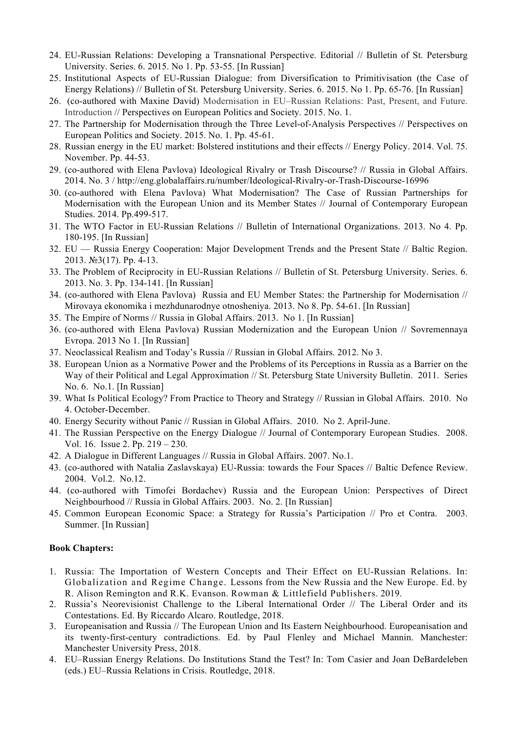24. EU-Russian Relations: Developing a Transnational Perspective. Editorial // Bulletin of St. Petersburg University. Series. 6. 2015. No 1. Pp. 53-55. [In Russian]
25. Institutional Aspects of EU-Russian Dialogue: from Diversification to Primitivisation (the Case of Energy Relations) // Bulletin of St. Petersburg University. Series. 6. 2015. No 1. Pp. 65-76. [In Russian]
26. (co-authored with Maxine David) Modernisation in EU–Russian Relations: Past, Present, and Future. Introduction // Perspectives on European Politics and Society. 2015. No. 1.
27. The Partnership for Modernisation through the Three Level-of-Analysis Perspectives // Perspectives on European Politics and Society. 2015. No. 1. Pp. 45-61.
28. Russian energy in the EU market: Bolstered institutions and their effects // Energy Policy. 2014. Vol. 75. November. Pp. 44-53.
29. (co-authored with Elena Pavlova) Ideological Rivalry or Trash Discourse? // Russia in Global Affairs. 2014. No. 3 / http://eng.globalaffairs.ru/number/Ideological-Rivalry-or-Trash-Discourse-16996
30. (co-authored with Elena Pavlova) What Modernisation? The Case of Russian Partnerships for Modernisation with the European Union and its Member States // Journal of Contemporary European Studies. 2014. Pp.499-517.
31. The WTO Factor in EU-Russian Relations // Bulletin of International Organizations. 2013. No 4. Pp. 180-195. [In Russian]
32. EU — Russia Energy Cooperation: Major Development Trends and the Present State // Baltic Region. 2013. №3(17). Pp. 4-13.
33. The Problem of Reciprocity in EU-Russian Relations // Bulletin of St. Petersburg University. Series. 6. 2013. No. 3. Pp. 134-141. [In Russian]
34. (co-authored with Elena Pavlova) Russia and EU Member States: the Partnership for Modernisation // Mirovaya ekonomika i mezhdunarodnye otnosheniya. 2013. No 8. Pp. 54-61. [In Russian]
35. The Empire of Norms // Russia in Global Affairs. 2013. No 1. [In Russian]
36. (co-authored with Elena Pavlova) Russian Modernization and the European Union // Sovremennaya Evropa. 2013 No 1. [In Russian]
37. Neoclassical Realism and Today's Russia // Russian in Global Affairs. 2012. No 3.
38. European Union as a Normative Power and the Problems of its Perceptions in Russia as a Barrier on the Way of their Political and Legal Approximation // St. Petersburg State University Bulletin. 2011. Series No. 6. No.1. [In Russian]
39. What Is Political Ecology? From Practice to Theory and Strategy // Russian in Global Affairs. 2010. No 4. October-December.
40. Energy Security without Panic // Russian in Global Affairs. 2010. No 2. April-June.
41. The Russian Perspective on the Energy Dialogue // Journal of Contemporary European Studies. 2008. Vol. 16. Issue 2. Pp. 219 – 230.
42. A Dialogue in Different Languages // Russia in Global Affairs. 2007. No.1.
43. (co-authored with Natalia Zaslavskaya) EU-Russia: towards the Four Spaces // Baltic Defence Review. 2004. Vol.2. No.12.
44. (co-authored with Timofei Bordachev) Russia and the European Union: Perspectives of Direct Neighbourhood // Russia in Global Affairs. 2003. No. 2. [In Russian]
45. Common European Economic Space: a Strategy for Russia's Participation // Pro et Contra. 2003. Summer. [In Russian]

**Book Chapters:**

1. Russia: The Importation of Western Concepts and Their Effect on EU-Russian Relations. In: Globalization and Regime Change. Lessons from the New Russia and the New Europe. Ed. by R. Alison Remington and R.K. Evanson. Rowman & Littlefield Publishers. 2019.
2. Russia's Neorevisionist Challenge to the Liberal International Order // The Liberal Order and its Contestations. Ed. By Riccardo Alcaro. Routledge, 2018.
3. Europeanisation and Russia // The European Union and Its Eastern Neighbourhood. Europeanisation and its twenty-first-century contradictions. Ed. by Paul Flenley and Michael Mannin. Manchester: Manchester University Press, 2018.
4. EU–Russian Energy Relations. Do Institutions Stand the Test? In: Tom Casier and Joan DeBardeleben (eds.) EU–Russia Relations in Crisis. Routledge, 2018.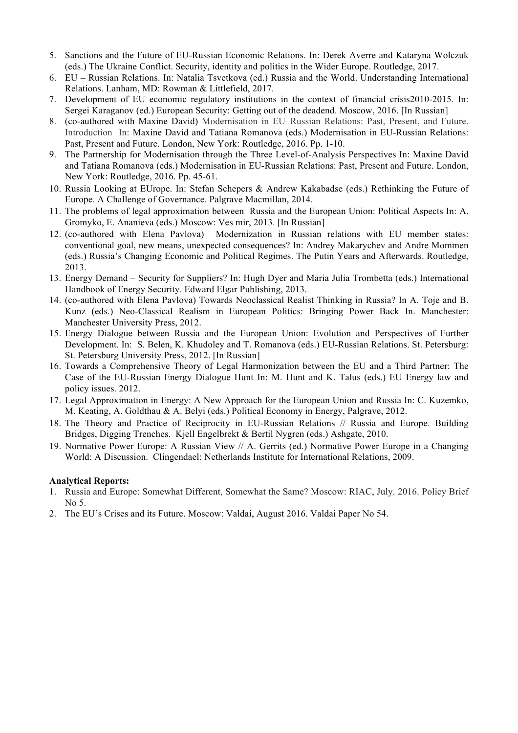5. Sanctions and the Future of EU-Russian Economic Relations. In: Derek Averre and Kataryna Wolczuk (eds.) The Ukraine Conflict. Security, identity and politics in the Wider Europe. Routledge, 2017.
6. EU – Russian Relations. In: Natalia Tsvetkova (ed.) Russia and the World. Understanding International Relations. Lanham, MD: Rowman & Littlefield, 2017.
7. Development of EU economic regulatory institutions in the context of financial crisis2010-2015. In: Sergei Karaganov (ed.) European Security: Getting out of the deadend. Moscow, 2016. [In Russian]
8. (co-authored with Maxine David) Modernisation in EU–Russian Relations: Past, Present, and Future. Introduction In: Maxine David and Tatiana Romanova (eds.) Modernisation in EU-Russian Relations: Past, Present and Future. London, New York: Routledge, 2016. Pp. 1-10.
9. The Partnership for Modernisation through the Three Level-of-Analysis Perspectives In: Maxine David and Tatiana Romanova (eds.) Modernisation in EU-Russian Relations: Past, Present and Future. London, New York: Routledge, 2016. Pp. 45-61.
10. Russia Looking at EUrope. In: Stefan Schepers & Andrew Kakabadse (eds.) Rethinking the Future of Europe. A Challenge of Governance. Palgrave Macmillan, 2014.
11. The problems of legal approximation between Russia and the European Union: Political Aspects In: A. Gromyko, E. Ananieva (eds.) Moscow: Ves mir, 2013. [In Russian]
12. (co-authored with Elena Pavlova) Modernization in Russian relations with EU member states: conventional goal, new means, unexpected consequences? In: Andrey Makarychev and Andre Mommen (eds.) Russia's Changing Economic and Political Regimes. The Putin Years and Afterwards. Routledge, 2013.
13. Energy Demand – Security for Suppliers? In: Hugh Dyer and Maria Julia Trombetta (eds.) International Handbook of Energy Security. Edward Elgar Publishing, 2013.
14. (co-authored with Elena Pavlova) Towards Neoclassical Realist Thinking in Russia? In A. Toje and B. Kunz (eds.) Neo-Classical Realism in European Politics: Bringing Power Back In. Manchester: Manchester University Press, 2012.
15. Energy Dialogue between Russia and the European Union: Evolution and Perspectives of Further Development. In: S. Belen, K. Khudoley and T. Romanova (eds.) EU-Russian Relations. St. Petersburg: St. Petersburg University Press, 2012. [In Russian]
16. Towards a Comprehensive Theory of Legal Harmonization between the EU and a Third Partner: The Case of the EU-Russian Energy Dialogue Hunt In: M. Hunt and K. Talus (eds.) EU Energy law and policy issues. 2012.
17. Legal Approximation in Energy: A New Approach for the European Union and Russia In: C. Kuzemko, M. Keating, A. Goldthau & A. Belyi (eds.) Political Economy in Energy, Palgrave, 2012.
18. The Theory and Practice of Reciprocity in EU-Russian Relations // Russia and Europe. Building Bridges, Digging Trenches. Kjell Engelbrekt & Bertil Nygren (eds.) Ashgate, 2010.
19. Normative Power Europe: A Russian View // A. Gerrits (ed.) Normative Power Europe in a Changing World: A Discussion. Clingendael: Netherlands Institute for International Relations, 2009.

**Analytical Reports:**

1. Russia and Europe: Somewhat Different, Somewhat the Same? Moscow: RIAC, July. 2016. Policy Brief No 5.
2. The EU's Crises and its Future. Moscow: Valdai, August 2016. Valdai Paper No 54.